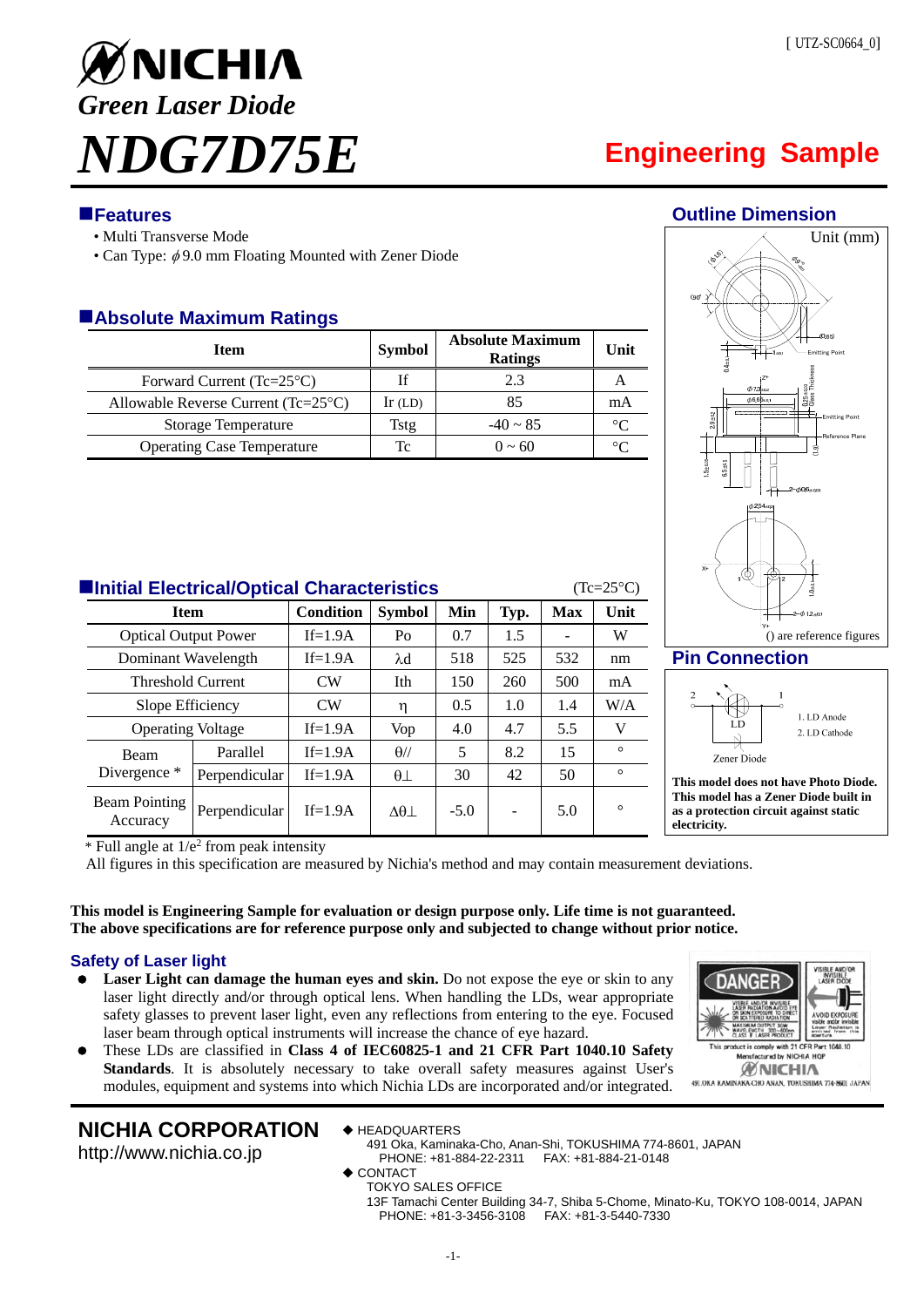[ UTZ-SC0664_0]

# NICHIA

## *Green Laser Diode*

# *NDG7D75E*

**Engineering Sample**

## Features

- Multi Transverse Mode
- Can Type: $\phi$9.0 mm Floating Mounted with Zener Diode

## Absolute Maximum Ratings

| Item | Symbol | Absolute Maximum Ratings | Unit |
|---|---|---|---|
| Forward Current (Tc=25°C) | If | 2.3 | A |
| Allowable Reverse Current (Tc=25°C) | Ir (LD) | 85 | mA |
| Storage Temperature | Tstg | -40 ~ 85 | °C |
| Operating Case Temperature | Tc | 0 ~ 60 | °C |

## Outline Dimension

Unit (mm)

() are reference figures

## Pin Connection

1. LD Anode
2. LD Cathode

Zener Diode

**This model does not have Photo Diode.**
**This model has a Zener Diode built in as a protection circuit against static electricity.**

## Initial Electrical/Optical Characteristics

(Tc=25°C)

| Item | | Condition | Symbol | Min | Typ. | Max | Unit |
|---|---|---|---|---|---|---|---|
| Optical Output Power | | If=1.9A | Po | 0.7 | 1.5 | - | W |
| Dominant Wavelength | | If=1.9A | $\lambda$d | 518 | 525 | 532 | nm |
| Threshold Current | | CW | Ith | 150 | 260 | 500 | mA |
| Slope Efficiency | | CW | $\eta$ | 0.5 | 1.0 | 1.4 | W/A |
| Operating Voltage | | If=1.9A | Vop | 4.0 | 4.7 | 5.5 | V |
| Beam Divergence * | Parallel | If=1.9A | $\theta_{//}$ | 5 | 8.2 | 15 | ° |
| | Perpendicular | If=1.9A | $\theta_{\perp}$ | 30 | 42 | 50 | ° |
| Beam Pointing Accuracy | Perpendicular | If=1.9A | $\Delta\theta_{\perp}$ | -5.0 | - | 5.0 | ° |

\* Full angle at $1/e^2$ from peak intensity

All figures in this specification are measured by Nichia's method and may contain measurement deviations.

**This model is Engineering Sample for evaluation or design purpose only. Life time is not guaranteed.**
**The above specifications are for reference purpose only and subjected to change without prior notice.**

## Safety of Laser light

- **Laser Light can damage the human eyes and skin.** Do not expose the eye or skin to any laser light directly and/or through optical lens. When handling the LDs, wear appropriate safety glasses to prevent laser light, even any reflections from entering to the eye. Focused laser beam through optical instruments will increase the chance of eye hazard.
- These LDs are classified in **Class 4 of IEC60825-1 and 21 CFR Part 1040.10 Safety Standards**. It is absolutely necessary to take overall safety measures against User's modules, equipment and systems into which Nichia LDs are incorporated and/or integrated.

**NICHIA CORPORATION**
http://www.nichia.co.jp

◆ HEADQUARTERS
491 Oka, Kaminaka-Cho, Anan-Shi, TOKUSHIMA 774-8601, JAPAN
PHONE: +81-884-22-2311 FAX: +81-884-21-0148

◆ CONTACT
TOKYO SALES OFFICE
13F Tamachi Center Building 34-7, Shiba 5-Chome, Minato-Ku, TOKYO 108-0014, JAPAN
PHONE: +81-3-3456-3108 FAX: +81-3-5440-7330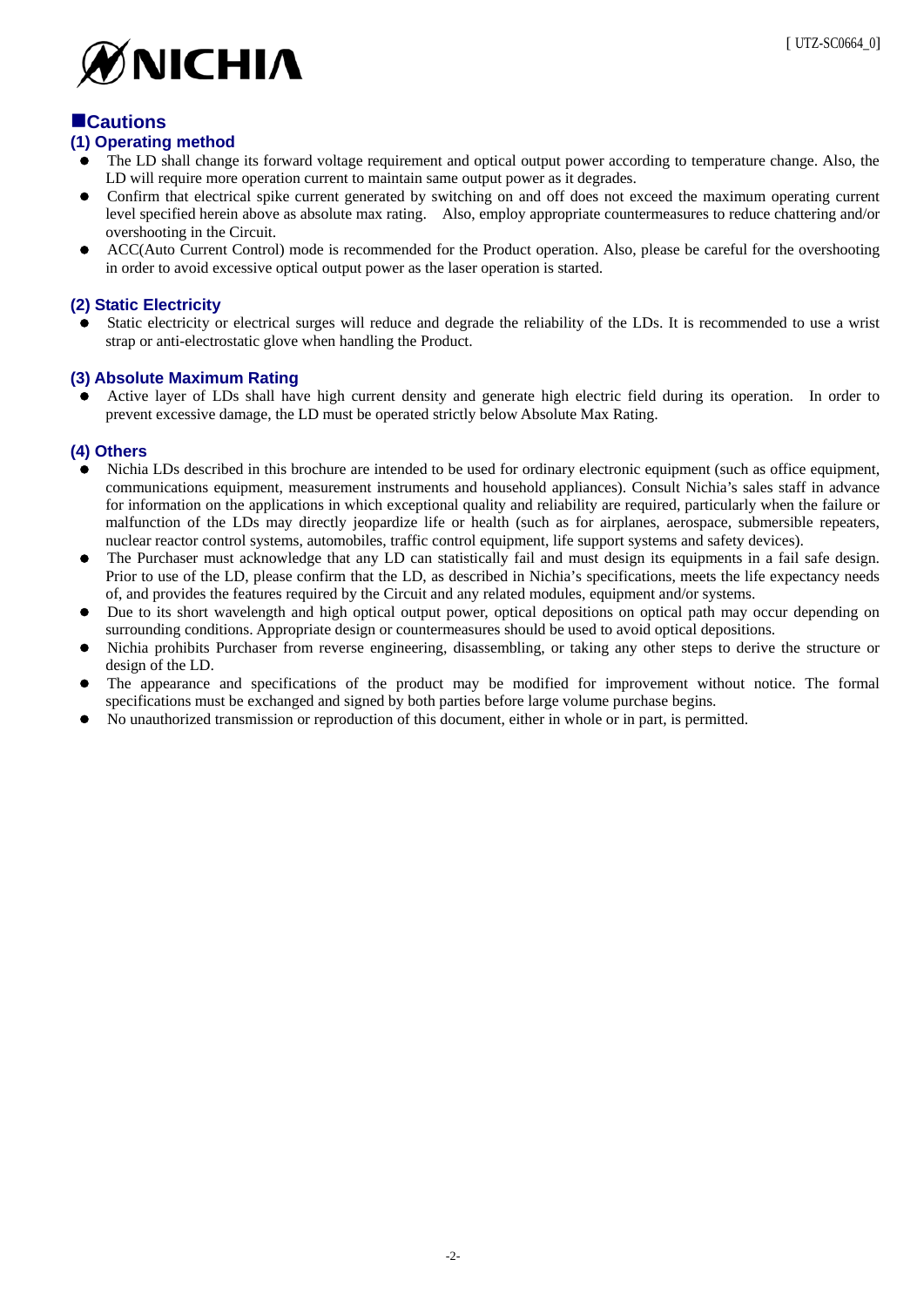## ■Cautions

### (1) Operating method

- The LD shall change its forward voltage requirement and optical output power according to temperature change. Also, the LD will require more operation current to maintain same output power as it degrades.
- Confirm that electrical spike current generated by switching on and off does not exceed the maximum operating current level specified herein above as absolute max rating. Also, employ appropriate countermeasures to reduce chattering and/or overshooting in the Circuit.
- ACC(Auto Current Control) mode is recommended for the Product operation. Also, please be careful for the overshooting in order to avoid excessive optical output power as the laser operation is started.

### (2) Static Electricity

- Static electricity or electrical surges will reduce and degrade the reliability of the LDs. It is recommended to use a wrist strap or anti-electrostatic glove when handling the Product.

### (3) Absolute Maximum Rating

- Active layer of LDs shall have high current density and generate high electric field during its operation. In order to prevent excessive damage, the LD must be operated strictly below Absolute Max Rating.

### (4) Others

- Nichia LDs described in this brochure are intended to be used for ordinary electronic equipment (such as office equipment, communications equipment, measurement instruments and household appliances). Consult Nichia's sales staff in advance for information on the applications in which exceptional quality and reliability are required, particularly when the failure or malfunction of the LDs may directly jeopardize life or health (such as for airplanes, aerospace, submersible repeaters, nuclear reactor control systems, automobiles, traffic control equipment, life support systems and safety devices).
- The Purchaser must acknowledge that any LD can statistically fail and must design its equipments in a fail safe design. Prior to use of the LD, please confirm that the LD, as described in Nichia's specifications, meets the life expectancy needs of, and provides the features required by the Circuit and any related modules, equipment and/or systems.
- Due to its short wavelength and high optical output power, optical depositions on optical path may occur depending on surrounding conditions. Appropriate design or countermeasures should be used to avoid optical depositions.
- Nichia prohibits Purchaser from reverse engineering, disassembling, or taking any other steps to derive the structure or design of the LD.
- The appearance and specifications of the product may be modified for improvement without notice. The formal specifications must be exchanged and signed by both parties before large volume purchase begins.
- No unauthorized transmission or reproduction of this document, either in whole or in part, is permitted.